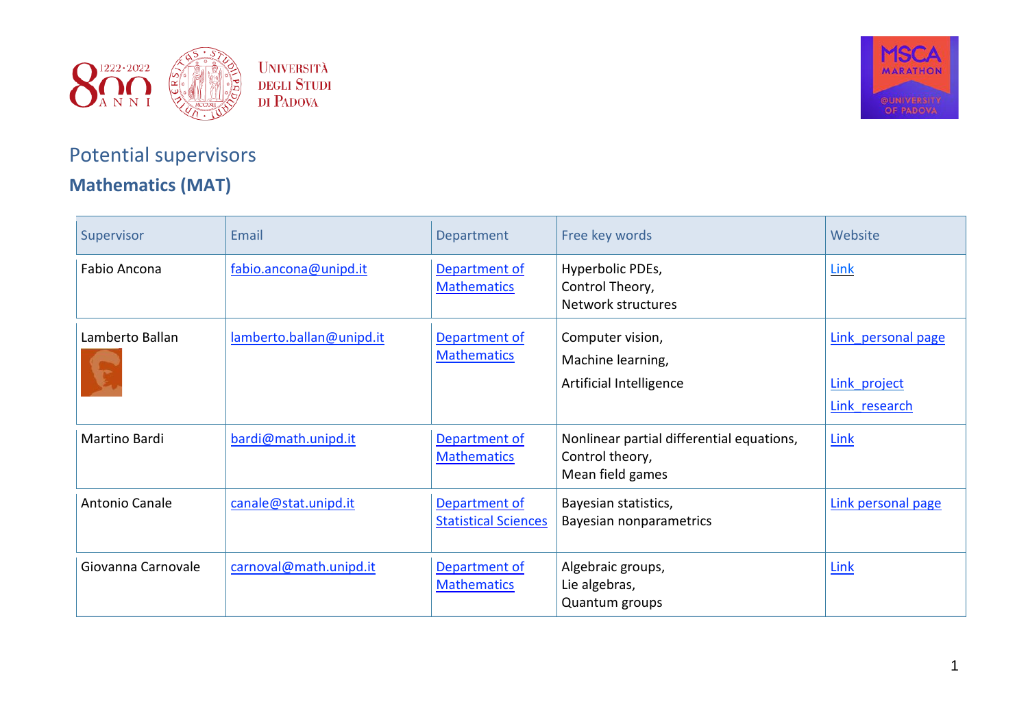# Potential supervisors

## Mathematics (MAT)

| Supervisor | Email | Department | Free key words | Website |
|---|---|---|---|---|
| Fabio Ancona | fabio.ancona@unipd.it | Department of Mathematics | Hyperbolic PDEs,<br>Control Theory,<br>Network structures | Link |
| Lamberto Ballan | lamberto.ballan@unipd.it | Department of Mathematics | Computer vision,<br>Machine learning,<br>Artificial Intelligence | Link_personal page<br><br>Link_project<br>Link_research |
| Martino Bardi | bardi@math.unipd.it | Department of Mathematics | Nonlinear partial differential equations,<br>Control theory,<br>Mean field games | Link |
| Antonio Canale | canale@stat.unipd.it | Department of Statistical Sciences | Bayesian statistics,<br>Bayesian nonparametrics | Link personal page |
| Giovanna Carnovale | carnoval@math.unipd.it | Department of Mathematics | Algebraic groups,<br>Lie algebras,<br>Quantum groups | Link |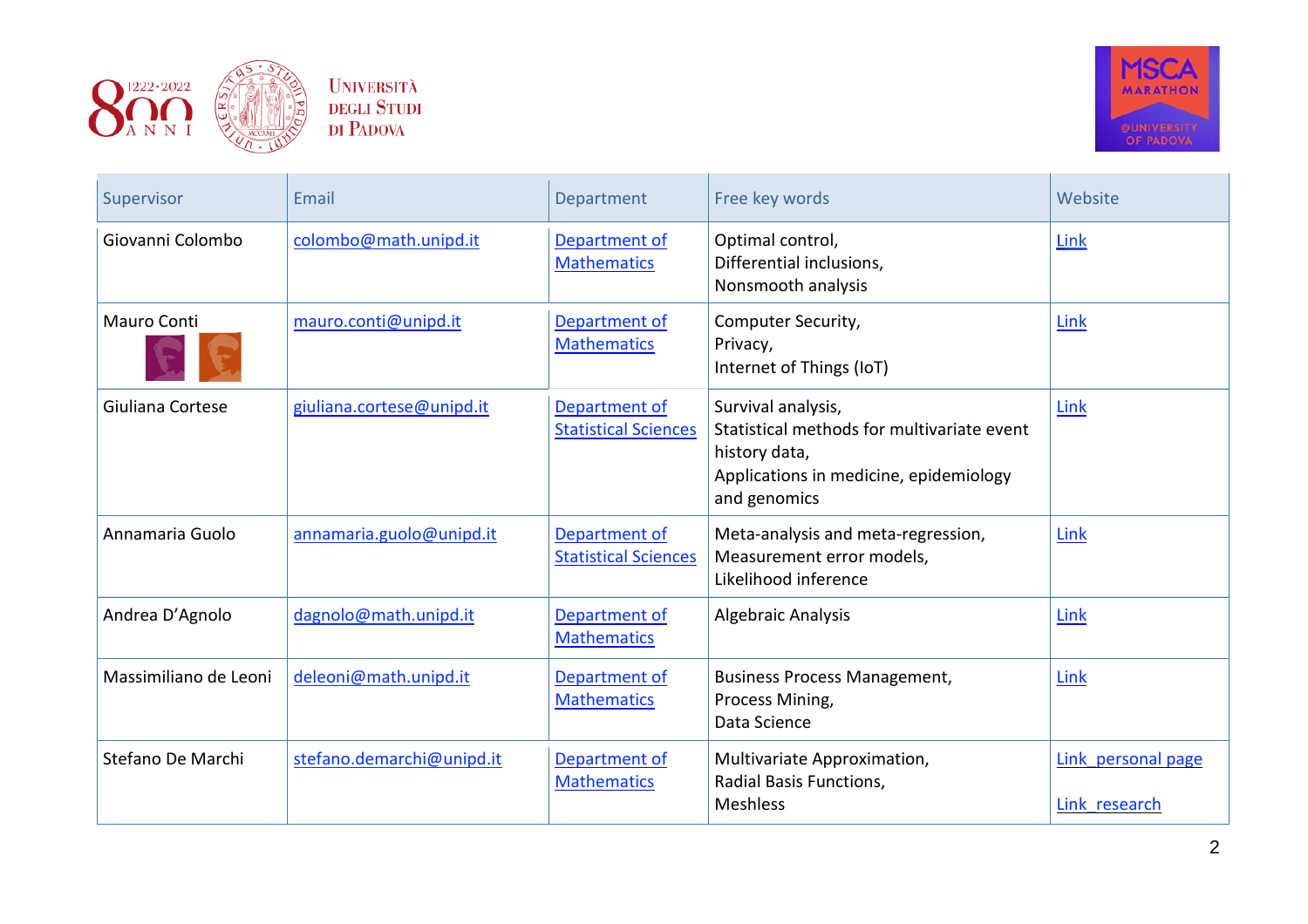| Supervisor | Email | Department | Free key words | Website |
|---|---|---|---|---|
| Giovanni Colombo | colombo@math.unipd.it | Department of Mathematics | Optimal control, Differential inclusions, Nonsmooth analysis | Link |
| Mauro Conti | mauro.conti@unipd.it | Department of Mathematics | Computer Security, Privacy, Internet of Things (IoT) | Link |
| Giuliana Cortese | giuliana.cortese@unipd.it | Department of Statistical Sciences | Survival analysis, Statistical methods for multivariate event history data, Applications in medicine, epidemiology and genomics | Link |
| Annamaria Guolo | annamaria.guolo@unipd.it | Department of Statistical Sciences | Meta-analysis and meta-regression, Measurement error models, Likelihood inference | Link |
| Andrea D'Agnolo | dagnolo@math.unipd.it | Department of Mathematics | Algebraic Analysis | Link |
| Massimiliano de Leoni | deleoni@math.unipd.it | Department of Mathematics | Business Process Management, Process Mining, Data Science | Link |
| Stefano De Marchi | stefano.demarchi@unipd.it | Department of Mathematics | Multivariate Approximation, Radial Basis Functions, Meshless | Link_personal page<br><br>Link_research |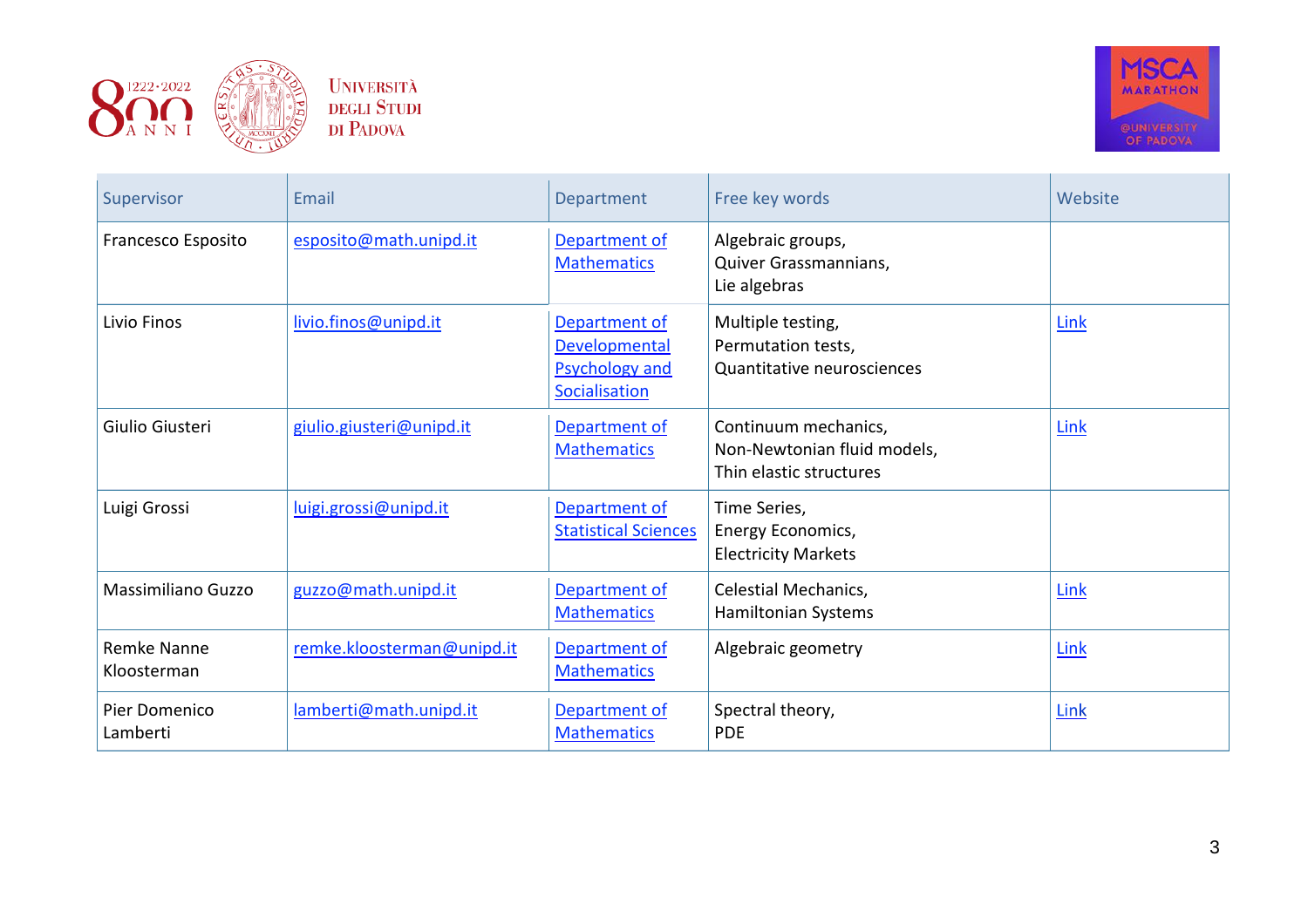| Supervisor | Email | Department | Free key words | Website |
| --- | --- | --- | --- | --- |
| Francesco Esposito | esposito@math.unipd.it | Department of Mathematics | Algebraic groups, Quiver Grassmannians, Lie algebras | |
| Livio Finos | livio.finos@unipd.it | Department of Developmental Psychology and Socialisation | Multiple testing, Permutation tests, Quantitative neurosciences | Link |
| Giulio Giusteri | giulio.giusteri@unipd.it | Department of Mathematics | Continuum mechanics, Non-Newtonian fluid models, Thin elastic structures | Link |
| Luigi Grossi | luigi.grossi@unipd.it | Department of Statistical Sciences | Time Series, Energy Economics, Electricity Markets | |
| Massimiliano Guzzo | guzzo@math.unipd.it | Department of Mathematics | Celestial Mechanics, Hamiltonian Systems | Link |
| Remke Nanne Kloosterman | remke.kloosterman@unipd.it | Department of Mathematics | Algebraic geometry | Link |
| Pier Domenico Lamberti | lamberti@math.unipd.it | Department of Mathematics | Spectral theory, PDE | Link |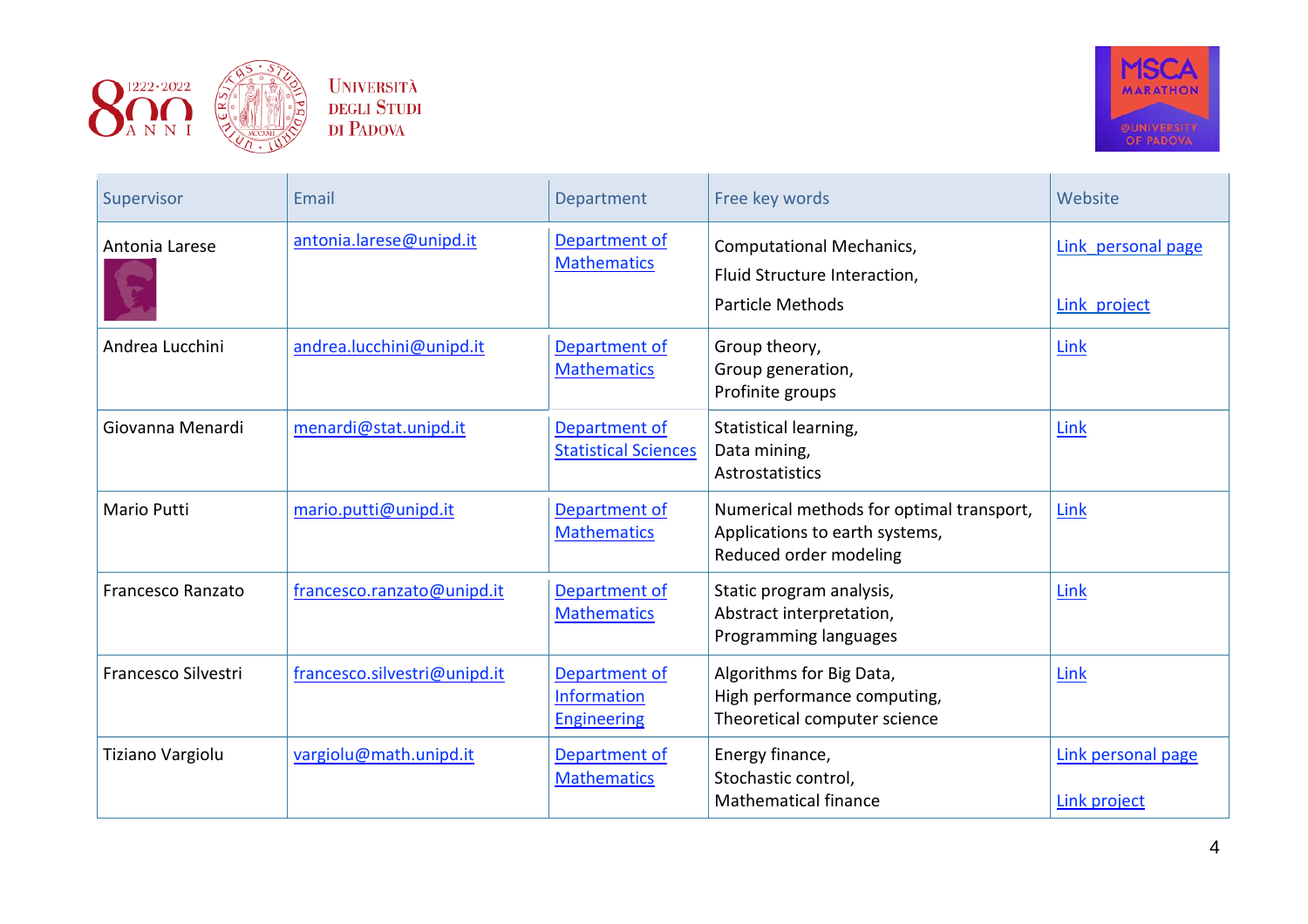| Supervisor | Email | Department | Free key words | Website |
|---|---|---|---|---|
| Antonia Larese | antonia.larese@unipd.it | Department of Mathematics | Computational Mechanics, Fluid Structure Interaction, Particle Methods | Link personal page<br>Link project |
| Andrea Lucchini | andrea.lucchini@unipd.it | Department of Mathematics | Group theory, Group generation, Profinite groups | Link |
| Giovanna Menardi | menardi@stat.unipd.it | Department of Statistical Sciences | Statistical learning, Data mining, Astrostatistics | Link |
| Mario Putti | mario.putti@unipd.it | Department of Mathematics | Numerical methods for optimal transport, Applications to earth systems, Reduced order modeling | Link |
| Francesco Ranzato | francesco.ranzato@unipd.it | Department of Mathematics | Static program analysis, Abstract interpretation, Programming languages | Link |
| Francesco Silvestri | francesco.silvestri@unipd.it | Department of Information Engineering | Algorithms for Big Data, High performance computing, Theoretical computer science | Link |
| Tiziano Vargiolu | vargiolu@math.unipd.it | Department of Mathematics | Energy finance, Stochastic control, Mathematical finance | Link personal page<br>Link project |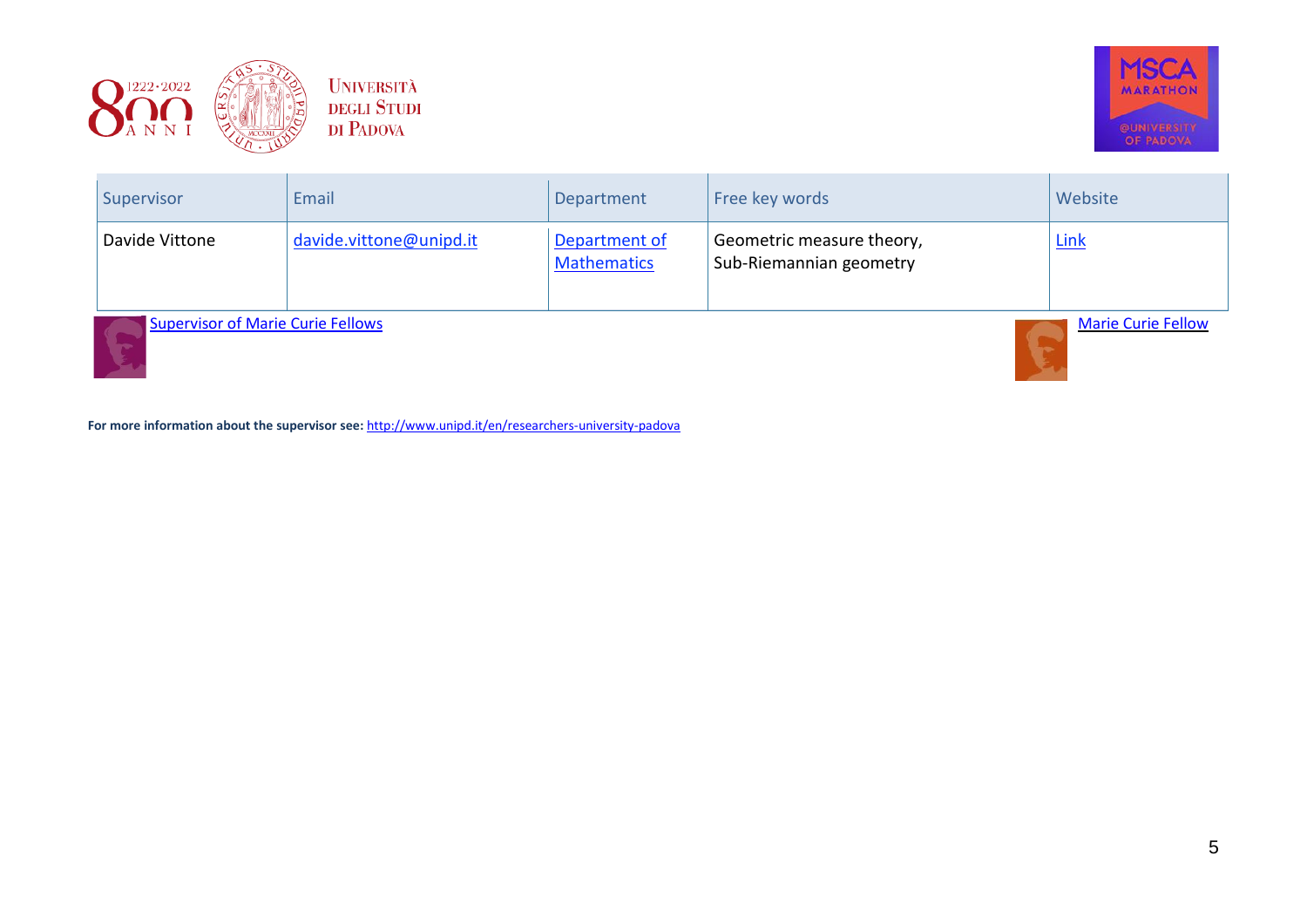| Supervisor | Email | Department | Free key words | Website |
|---|---|---|---|---|
| Davide Vittone | davide.vittone@unipd.it | Department of Mathematics | Geometric measure theory, Sub-Riemannian geometry | Link |

Supervisor of Marie Curie Fellows

Marie Curie Fellow

**For more information about the supervisor see:** http://www.unipd.it/en/researchers-university-padova